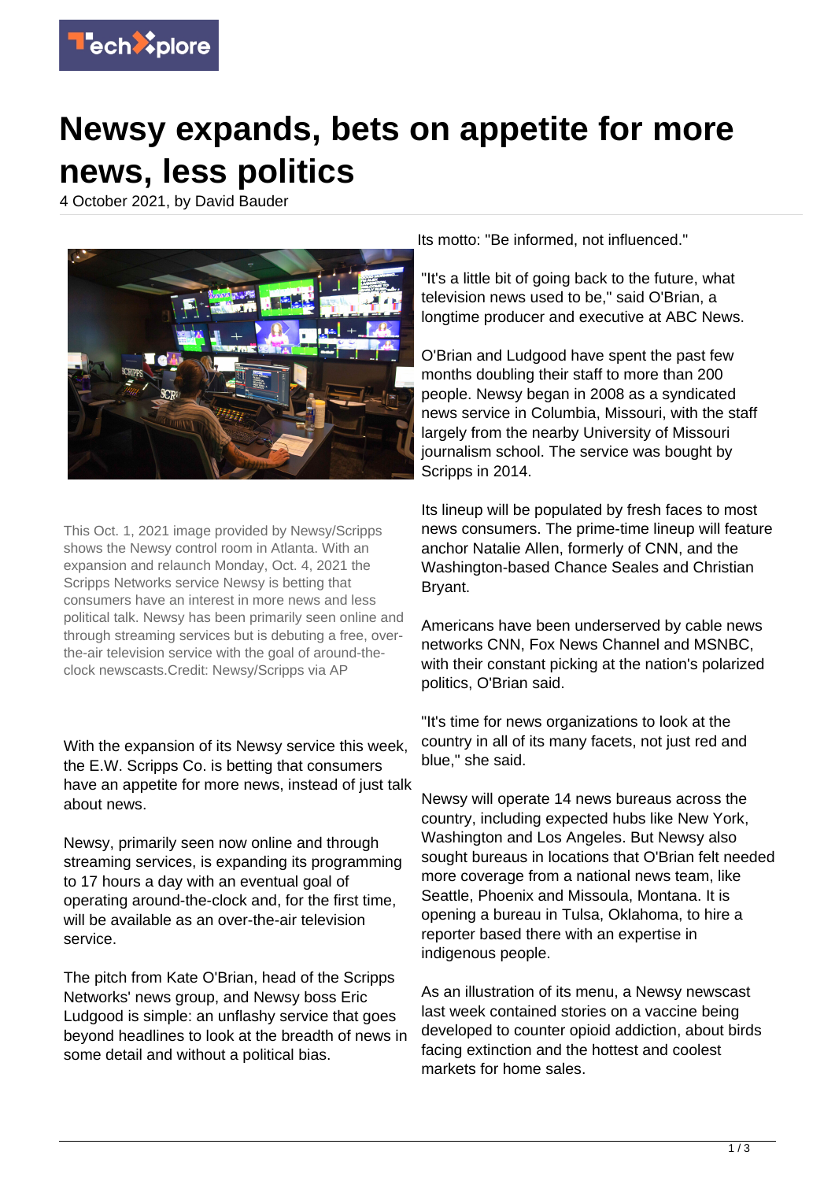# Newsy expands, bets on appetite for more news, less politics

4 October 2021, by David Bauder

This Oct. 1, 2021 image provided by Newsy/Scripps shows the Newsy control room in Atlanta. With an expansion and relaunch Monday, Oct. 4, 2021 the Scripps Networks service Newsy is betting that consumers have an interest in more news and less political talk. Newsy has been primarily seen online and through streaming services but is debuting a free, over-the-air television service with the goal of around-the-clock newscasts.Credit: Newsy/Scripps via AP

With the expansion of its Newsy service this week, the E.W. Scripps Co. is betting that consumers have an appetite for more news, instead of just talk about news.

Newsy, primarily seen now online and through streaming services, is expanding its programming to 17 hours a day with an eventual goal of operating around-the-clock and, for the first time, will be available as an over-the-air television service.

The pitch from Kate O'Brian, head of the Scripps Networks' news group, and Newsy boss Eric Ludgood is simple: an unflashy service that goes beyond headlines to look at the breadth of news in some detail and without a political bias.

Its motto: "Be informed, not influenced."

"It's a little bit of going back to the future, what television news used to be," said O'Brian, a longtime producer and executive at ABC News.

O'Brian and Ludgood have spent the past few months doubling their staff to more than 200 people. Newsy began in 2008 as a syndicated news service in Columbia, Missouri, with the staff largely from the nearby University of Missouri journalism school. The service was bought by Scripps in 2014.

Its lineup will be populated by fresh faces to most news consumers. The prime-time lineup will feature anchor Natalie Allen, formerly of CNN, and the Washington-based Chance Seales and Christian Bryant.

Americans have been underserved by cable news networks CNN, Fox News Channel and MSNBC, with their constant picking at the nation's polarized politics, O'Brian said.

"It's time for news organizations to look at the country in all of its many facets, not just red and blue," she said.

Newsy will operate 14 news bureaus across the country, including expected hubs like New York, Washington and Los Angeles. But Newsy also sought bureaus in locations that O'Brian felt needed more coverage from a national news team, like Seattle, Phoenix and Missoula, Montana. It is opening a bureau in Tulsa, Oklahoma, to hire a reporter based there with an expertise in indigenous people.

As an illustration of its menu, a Newsy newscast last week contained stories on a vaccine being developed to counter opioid addiction, about birds facing extinction and the hottest and coolest markets for home sales.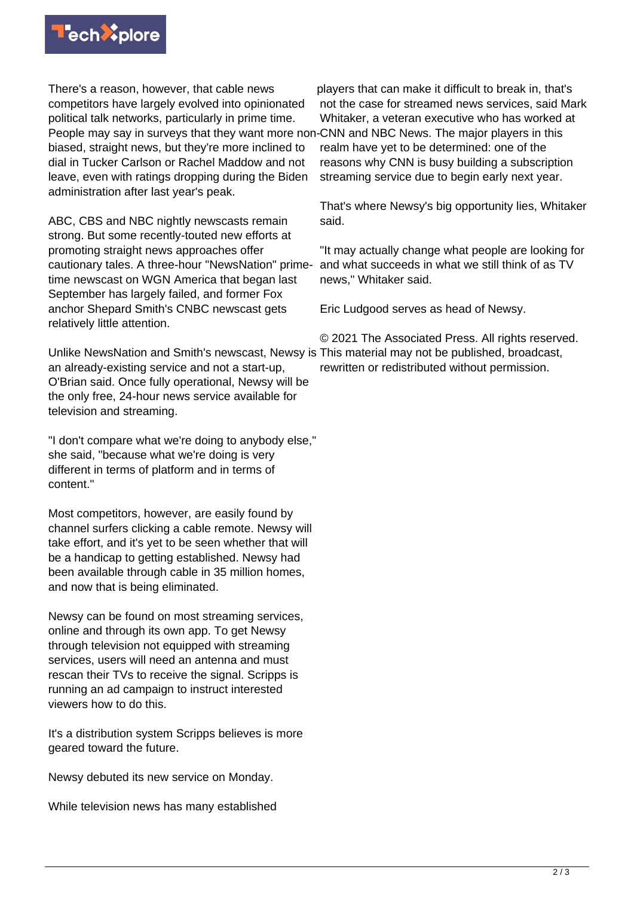There's a reason, however, that cable news competitors have largely evolved into opinionated political talk networks, particularly in prime time. People may say in surveys that they want more non-biased, straight news, but they're more inclined to dial in Tucker Carlson or Rachel Maddow and not leave, even with ratings dropping during the Biden administration after last year's peak.

ABC, CBS and NBC nightly newscasts remain strong. But some recently-touted new efforts at promoting straight news approaches offer cautionary tales. A three-hour "NewsNation" prime-time newscast on WGN America that began last September has largely failed, and former Fox anchor Shepard Smith's CNBC newscast gets relatively little attention.

Unlike NewsNation and Smith's newscast, Newsy is an already-existing service and not a start-up, O'Brian said. Once fully operational, Newsy will be the only free, 24-hour news service available for television and streaming.

"I don't compare what we're doing to anybody else," she said, "because what we're doing is very different in terms of platform and in terms of content."

Most competitors, however, are easily found by channel surfers clicking a cable remote. Newsy will take effort, and it's yet to be seen whether that will be a handicap to getting established. Newsy had been available through cable in 35 million homes, and now that is being eliminated.

Newsy can be found on most streaming services, online and through its own app. To get Newsy through television not equipped with streaming services, users will need an antenna and must rescan their TVs to receive the signal. Scripps is running an ad campaign to instruct interested viewers how to do this.

It's a distribution system Scripps believes is more geared toward the future.

Newsy debuted its new service on Monday.

While television news has many established players that can make it difficult to break in, that's not the case for streamed news services, said Mark Whitaker, a veteran executive who has worked at CNN and NBC News. The major players in this realm have yet to be determined: one of the reasons why CNN is busy building a subscription streaming service due to begin early next year.

That's where Newsy's big opportunity lies, Whitaker said.

"It may actually change what people are looking for and what succeeds in what we still think of as TV news," Whitaker said.

Eric Ludgood serves as head of Newsy.

© 2021 The Associated Press. All rights reserved. This material may not be published, broadcast, rewritten or redistributed without permission.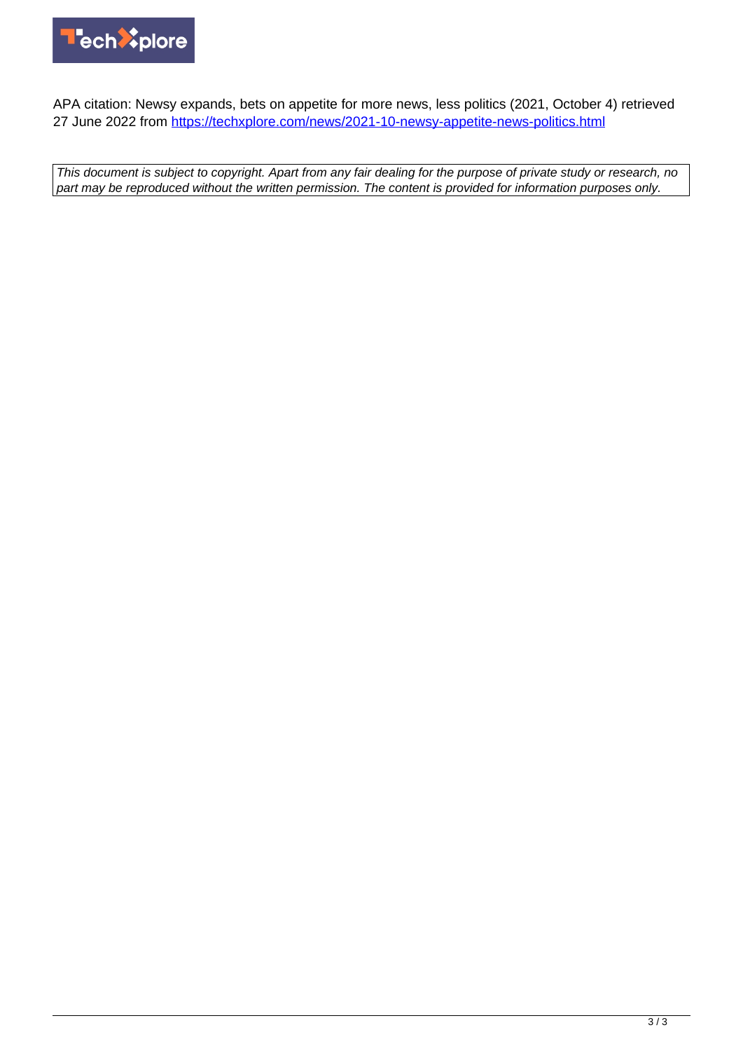APA citation: Newsy expands, bets on appetite for more news, less politics (2021, October 4) retrieved 27 June 2022 from https://techxplore.com/news/2021-10-newsy-appetite-news-politics.html

*This document is subject to copyright. Apart from any fair dealing for the purpose of private study or research, no part may be reproduced without the written permission. The content is provided for information purposes only.*